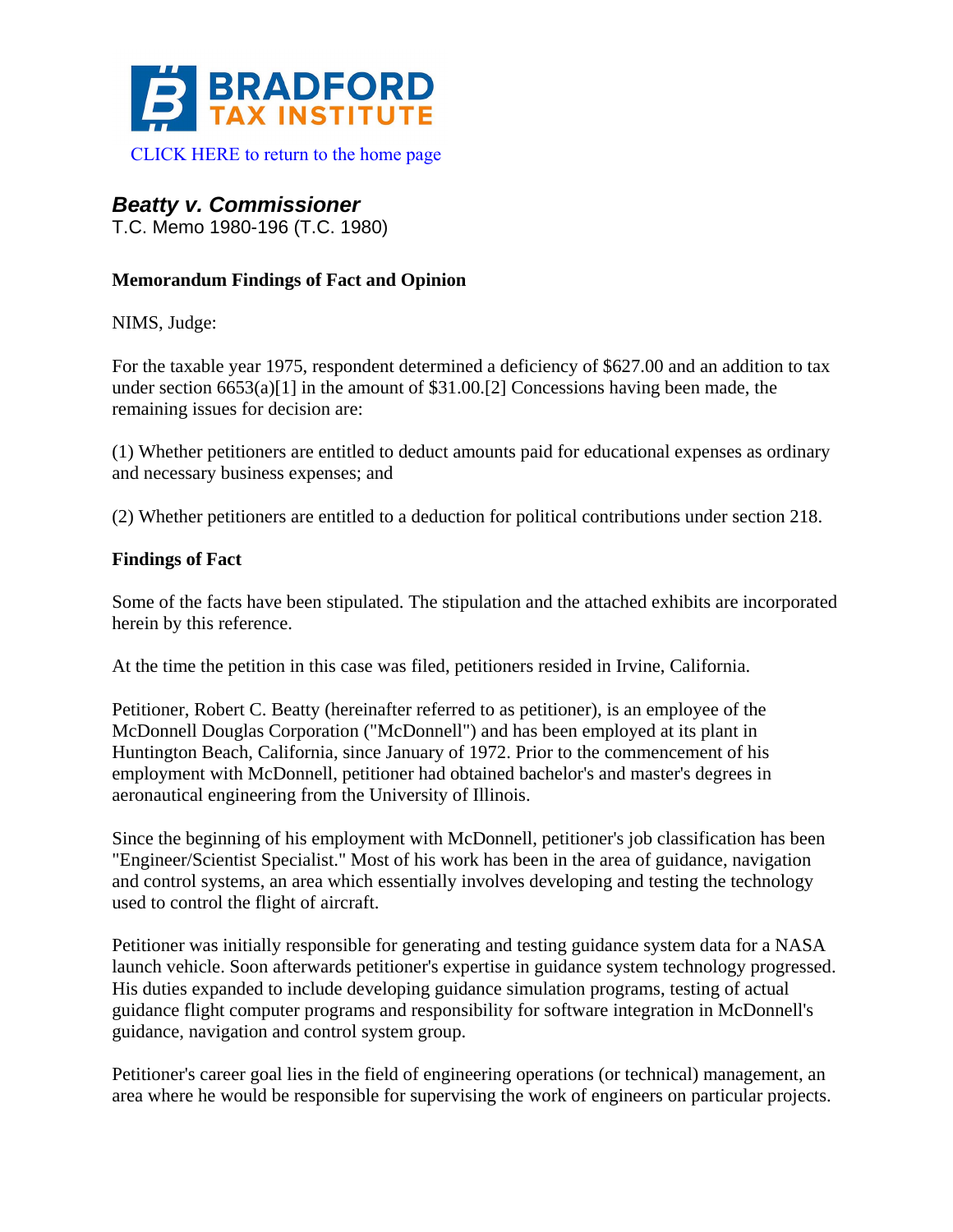BRADFORD TAX INSTITUTE

CLICK HERE to return to the home page

## *Beatty v. Commissioner*

T.C. Memo 1980-196 (T.C. 1980)

**Memorandum Findings of Fact and Opinion**

NIMS, Judge:

For the taxable year 1975, respondent determined a deficiency of $627.00 and an addition to tax under section 6653(a)[1] in the amount of $31.00.[2] Concessions having been made, the remaining issues for decision are:

(1) Whether petitioners are entitled to deduct amounts paid for educational expenses as ordinary and necessary business expenses; and

(2) Whether petitioners are entitled to a deduction for political contributions under section 218.

**Findings of Fact**

Some of the facts have been stipulated. The stipulation and the attached exhibits are incorporated herein by this reference.

At the time the petition in this case was filed, petitioners resided in Irvine, California.

Petitioner, Robert C. Beatty (hereinafter referred to as petitioner), is an employee of the McDonnell Douglas Corporation ("McDonnell") and has been employed at its plant in Huntington Beach, California, since January of 1972. Prior to the commencement of his employment with McDonnell, petitioner had obtained bachelor's and master's degrees in aeronautical engineering from the University of Illinois.

Since the beginning of his employment with McDonnell, petitioner's job classification has been "Engineer/Scientist Specialist." Most of his work has been in the area of guidance, navigation and control systems, an area which essentially involves developing and testing the technology used to control the flight of aircraft.

Petitioner was initially responsible for generating and testing guidance system data for a NASA launch vehicle. Soon afterwards petitioner's expertise in guidance system technology progressed. His duties expanded to include developing guidance simulation programs, testing of actual guidance flight computer programs and responsibility for software integration in McDonnell's guidance, navigation and control system group.

Petitioner's career goal lies in the field of engineering operations (or technical) management, an area where he would be responsible for supervising the work of engineers on particular projects.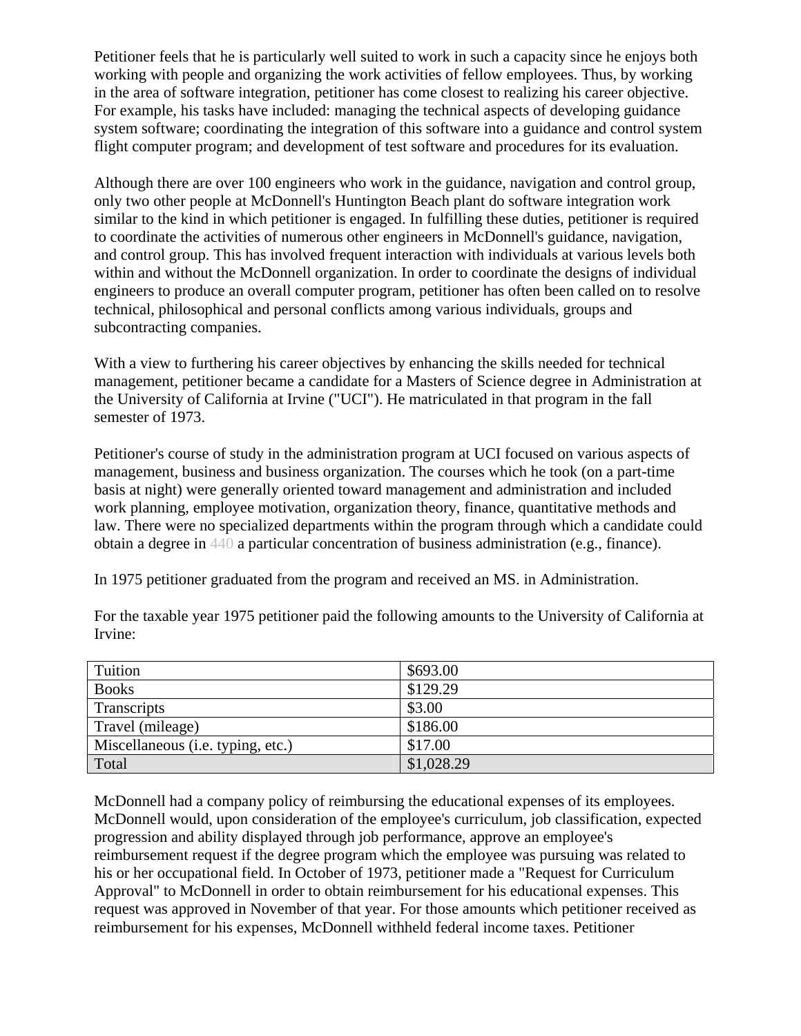Petitioner feels that he is particularly well suited to work in such a capacity since he enjoys both working with people and organizing the work activities of fellow employees. Thus, by working in the area of software integration, petitioner has come closest to realizing his career objective. For example, his tasks have included: managing the technical aspects of developing guidance system software; coordinating the integration of this software into a guidance and control system flight computer program; and development of test software and procedures for its evaluation.

Although there are over 100 engineers who work in the guidance, navigation and control group, only two other people at McDonnell's Huntington Beach plant do software integration work similar to the kind in which petitioner is engaged. In fulfilling these duties, petitioner is required to coordinate the activities of numerous other engineers in McDonnell's guidance, navigation, and control group. This has involved frequent interaction with individuals at various levels both within and without the McDonnell organization. In order to coordinate the designs of individual engineers to produce an overall computer program, petitioner has often been called on to resolve technical, philosophical and personal conflicts among various individuals, groups and subcontracting companies.

With a view to furthering his career objectives by enhancing the skills needed for technical management, petitioner became a candidate for a Masters of Science degree in Administration at the University of California at Irvine ("UCI"). He matriculated in that program in the fall semester of 1973.

Petitioner's course of study in the administration program at UCI focused on various aspects of management, business and business organization. The courses which he took (on a part-time basis at night) were generally oriented toward management and administration and included work planning, employee motivation, organization theory, finance, quantitative methods and law. There were no specialized departments within the program through which a candidate could obtain a degree in 440 a particular concentration of business administration (e.g., finance).

In 1975 petitioner graduated from the program and received an MS. in Administration.

For the taxable year 1975 petitioner paid the following amounts to the University of California at Irvine:

| Tuition | $693.00 |
|---|---|
| Books | $129.29 |
| Transcripts | $3.00 |
| Travel (mileage) | $186.00 |
| Miscellaneous (i.e. typing, etc.) | $17.00 |
| Total | $1,028.29 |

McDonnell had a company policy of reimbursing the educational expenses of its employees. McDonnell would, upon consideration of the employee's curriculum, job classification, expected progression and ability displayed through job performance, approve an employee's reimbursement request if the degree program which the employee was pursuing was related to his or her occupational field. In October of 1973, petitioner made a "Request for Curriculum Approval" to McDonnell in order to obtain reimbursement for his educational expenses. This request was approved in November of that year. For those amounts which petitioner received as reimbursement for his expenses, McDonnell withheld federal income taxes. Petitioner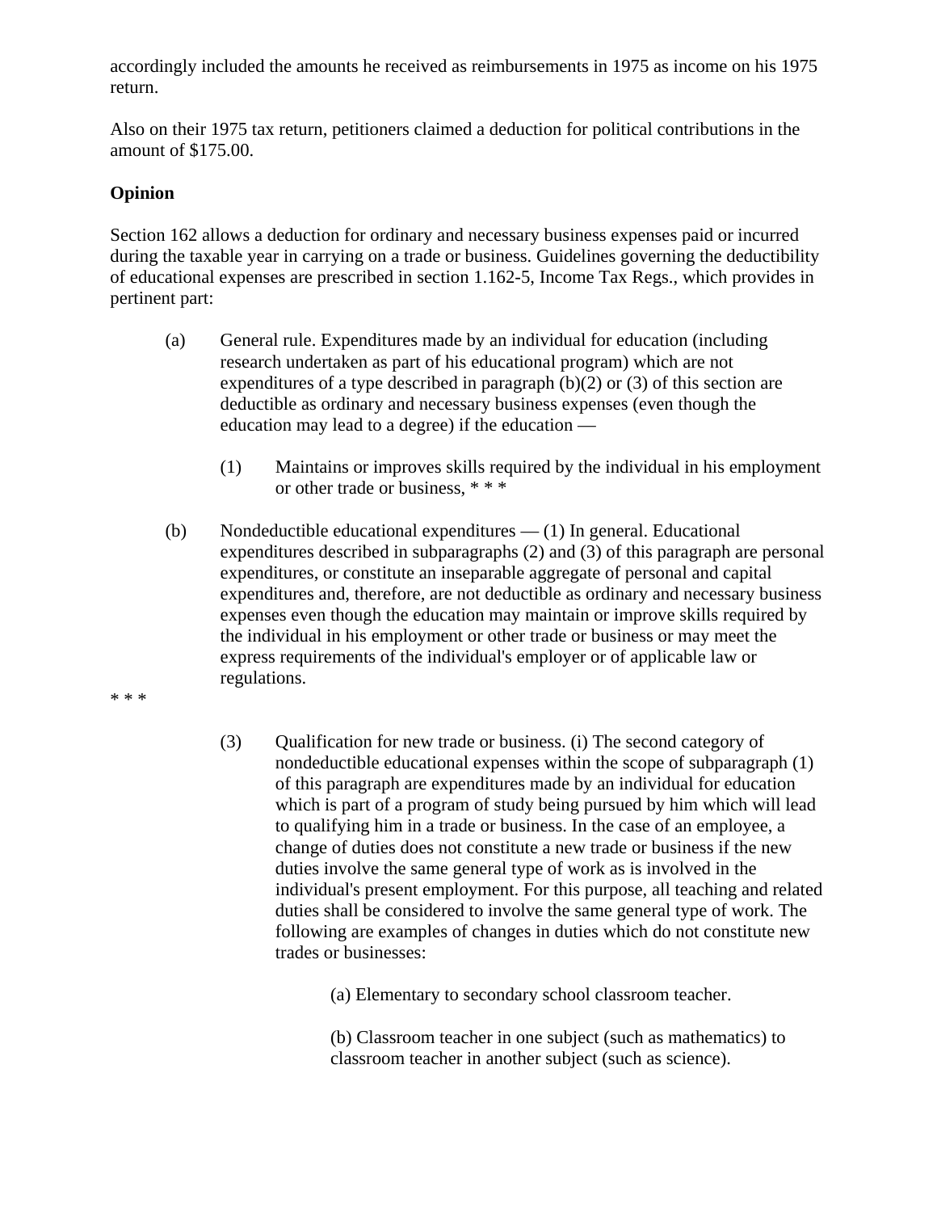accordingly included the amounts he received as reimbursements in 1975 as income on his 1975 return.

Also on their 1975 tax return, petitioners claimed a deduction for political contributions in the amount of $175.00.

**Opinion**

Section 162 allows a deduction for ordinary and necessary business expenses paid or incurred during the taxable year in carrying on a trade or business. Guidelines governing the deductibility of educational expenses are prescribed in section 1.162-5, Income Tax Regs., which provides in pertinent part:

> (a) General rule. Expenditures made by an individual for education (including research undertaken as part of his educational program) which are not expenditures of a type described in paragraph (b)(2) or (3) of this section are deductible as ordinary and necessary business expenses (even though the education may lead to a degree) if the education —
>
> > (1) Maintains or improves skills required by the individual in his employment or other trade or business, * * *
>
> (b) Nondeductible educational expenditures — (1) In general. Educational expenditures described in subparagraphs (2) and (3) of this paragraph are personal expenditures, or constitute an inseparable aggregate of personal and capital expenditures and, therefore, are not deductible as ordinary and necessary business expenses even though the education may maintain or improve skills required by the individual in his employment or other trade or business or may meet the express requirements of the individual's employer or of applicable law or regulations.

* * *

> > (3) Qualification for new trade or business. (i) The second category of nondeductible educational expenses within the scope of subparagraph (1) of this paragraph are expenditures made by an individual for education which is part of a program of study being pursued by him which will lead to qualifying him in a trade or business. In the case of an employee, a change of duties does not constitute a new trade or business if the new duties involve the same general type of work as is involved in the individual's present employment. For this purpose, all teaching and related duties shall be considered to involve the same general type of work. The following are examples of changes in duties which do not constitute new trades or businesses:
> >
> > > (a) Elementary to secondary school classroom teacher.
> > >
> > > (b) Classroom teacher in one subject (such as mathematics) to classroom teacher in another subject (such as science).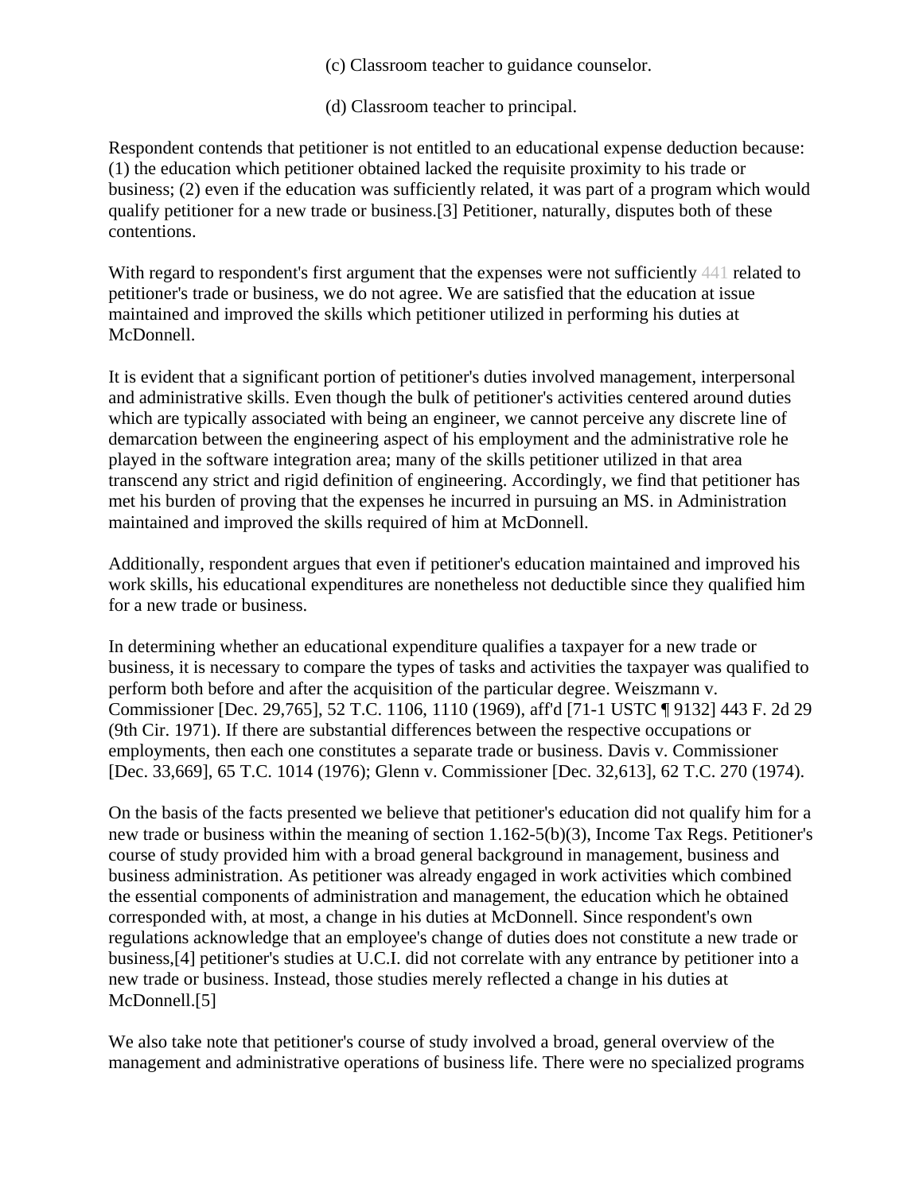(c) Classroom teacher to guidance counselor.

(d) Classroom teacher to principal.

Respondent contends that petitioner is not entitled to an educational expense deduction because: (1) the education which petitioner obtained lacked the requisite proximity to his trade or business; (2) even if the education was sufficiently related, it was part of a program which would qualify petitioner for a new trade or business.[3] Petitioner, naturally, disputes both of these contentions.

With regard to respondent's first argument that the expenses were not sufficiently 441 related to petitioner's trade or business, we do not agree. We are satisfied that the education at issue maintained and improved the skills which petitioner utilized in performing his duties at McDonnell.

It is evident that a significant portion of petitioner's duties involved management, interpersonal and administrative skills. Even though the bulk of petitioner's activities centered around duties which are typically associated with being an engineer, we cannot perceive any discrete line of demarcation between the engineering aspect of his employment and the administrative role he played in the software integration area; many of the skills petitioner utilized in that area transcend any strict and rigid definition of engineering. Accordingly, we find that petitioner has met his burden of proving that the expenses he incurred in pursuing an MS. in Administration maintained and improved the skills required of him at McDonnell.

Additionally, respondent argues that even if petitioner's education maintained and improved his work skills, his educational expenditures are nonetheless not deductible since they qualified him for a new trade or business.

In determining whether an educational expenditure qualifies a taxpayer for a new trade or business, it is necessary to compare the types of tasks and activities the taxpayer was qualified to perform both before and after the acquisition of the particular degree. Weiszmann v. Commissioner [Dec. 29,765], 52 T.C. 1106, 1110 (1969), aff'd [71-1 USTC ¶ 9132] 443 F. 2d 29 (9th Cir. 1971). If there are substantial differences between the respective occupations or employments, then each one constitutes a separate trade or business. Davis v. Commissioner [Dec. 33,669], 65 T.C. 1014 (1976); Glenn v. Commissioner [Dec. 32,613], 62 T.C. 270 (1974).

On the basis of the facts presented we believe that petitioner's education did not qualify him for a new trade or business within the meaning of section 1.162-5(b)(3), Income Tax Regs. Petitioner's course of study provided him with a broad general background in management, business and business administration. As petitioner was already engaged in work activities which combined the essential components of administration and management, the education which he obtained corresponded with, at most, a change in his duties at McDonnell. Since respondent's own regulations acknowledge that an employee's change of duties does not constitute a new trade or business,[4] petitioner's studies at U.C.I. did not correlate with any entrance by petitioner into a new trade or business. Instead, those studies merely reflected a change in his duties at McDonnell.[5]

We also take note that petitioner's course of study involved a broad, general overview of the management and administrative operations of business life. There were no specialized programs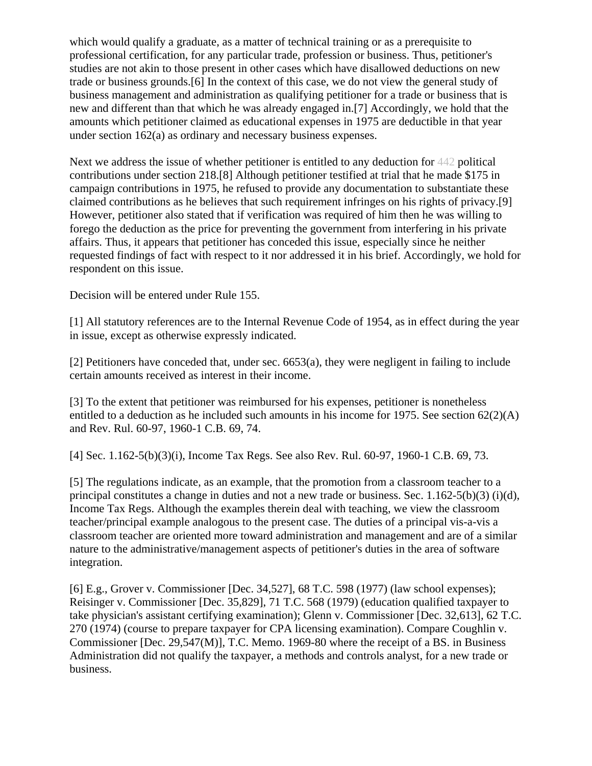which would qualify a graduate, as a matter of technical training or as a prerequisite to professional certification, for any particular trade, profession or business. Thus, petitioner's studies are not akin to those present in other cases which have disallowed deductions on new trade or business grounds.[6] In the context of this case, we do not view the general study of business management and administration as qualifying petitioner for a trade or business that is new and different than that which he was already engaged in.[7] Accordingly, we hold that the amounts which petitioner claimed as educational expenses in 1975 are deductible in that year under section 162(a) as ordinary and necessary business expenses.

Next we address the issue of whether petitioner is entitled to any deduction for 442 political contributions under section 218.[8] Although petitioner testified at trial that he made $175 in campaign contributions in 1975, he refused to provide any documentation to substantiate these claimed contributions as he believes that such requirement infringes on his rights of privacy.[9] However, petitioner also stated that if verification was required of him then he was willing to forego the deduction as the price for preventing the government from interfering in his private affairs. Thus, it appears that petitioner has conceded this issue, especially since he neither requested findings of fact with respect to it nor addressed it in his brief. Accordingly, we hold for respondent on this issue.

Decision will be entered under Rule 155.

[1] All statutory references are to the Internal Revenue Code of 1954, as in effect during the year in issue, except as otherwise expressly indicated.

[2] Petitioners have conceded that, under sec. 6653(a), they were negligent in failing to include certain amounts received as interest in their income.

[3] To the extent that petitioner was reimbursed for his expenses, petitioner is nonetheless entitled to a deduction as he included such amounts in his income for 1975. See section 62(2)(A) and Rev. Rul. 60-97, 1960-1 C.B. 69, 74.

[4] Sec. 1.162-5(b)(3)(i), Income Tax Regs. See also Rev. Rul. 60-97, 1960-1 C.B. 69, 73.

[5] The regulations indicate, as an example, that the promotion from a classroom teacher to a principal constitutes a change in duties and not a new trade or business. Sec. 1.162-5(b)(3) (i)(d), Income Tax Regs. Although the examples therein deal with teaching, we view the classroom teacher/principal example analogous to the present case. The duties of a principal vis-a-vis a classroom teacher are oriented more toward administration and management and are of a similar nature to the administrative/management aspects of petitioner's duties in the area of software integration.

[6] E.g., Grover v. Commissioner [Dec. 34,527], 68 T.C. 598 (1977) (law school expenses); Reisinger v. Commissioner [Dec. 35,829], 71 T.C. 568 (1979) (education qualified taxpayer to take physician's assistant certifying examination); Glenn v. Commissioner [Dec. 32,613], 62 T.C. 270 (1974) (course to prepare taxpayer for CPA licensing examination). Compare Coughlin v. Commissioner [Dec. 29,547(M)], T.C. Memo. 1969-80 where the receipt of a BS. in Business Administration did not qualify the taxpayer, a methods and controls analyst, for a new trade or business.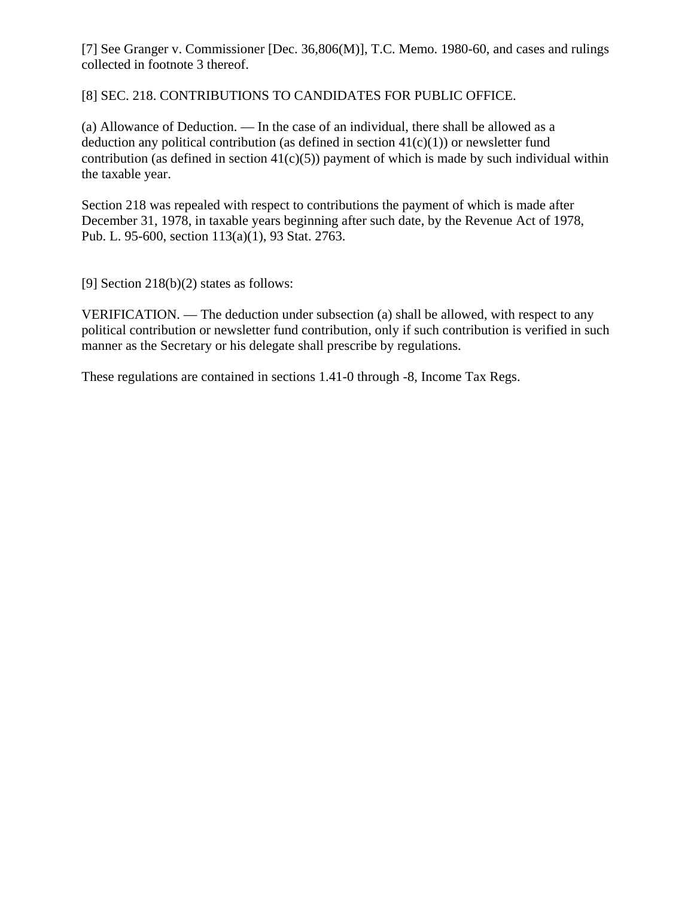[7] See Granger v. Commissioner [Dec. 36,806(M)], T.C. Memo. 1980-60, and cases and rulings collected in footnote 3 thereof.

[8] SEC. 218. CONTRIBUTIONS TO CANDIDATES FOR PUBLIC OFFICE.

(a) Allowance of Deduction. — In the case of an individual, there shall be allowed as a deduction any political contribution (as defined in section 41(c)(1)) or newsletter fund contribution (as defined in section 41(c)(5)) payment of which is made by such individual within the taxable year.

Section 218 was repealed with respect to contributions the payment of which is made after December 31, 1978, in taxable years beginning after such date, by the Revenue Act of 1978, Pub. L. 95-600, section 113(a)(1), 93 Stat. 2763.

[9] Section 218(b)(2) states as follows:

VERIFICATION. — The deduction under subsection (a) shall be allowed, with respect to any political contribution or newsletter fund contribution, only if such contribution is verified in such manner as the Secretary or his delegate shall prescribe by regulations.

These regulations are contained in sections 1.41-0 through -8, Income Tax Regs.